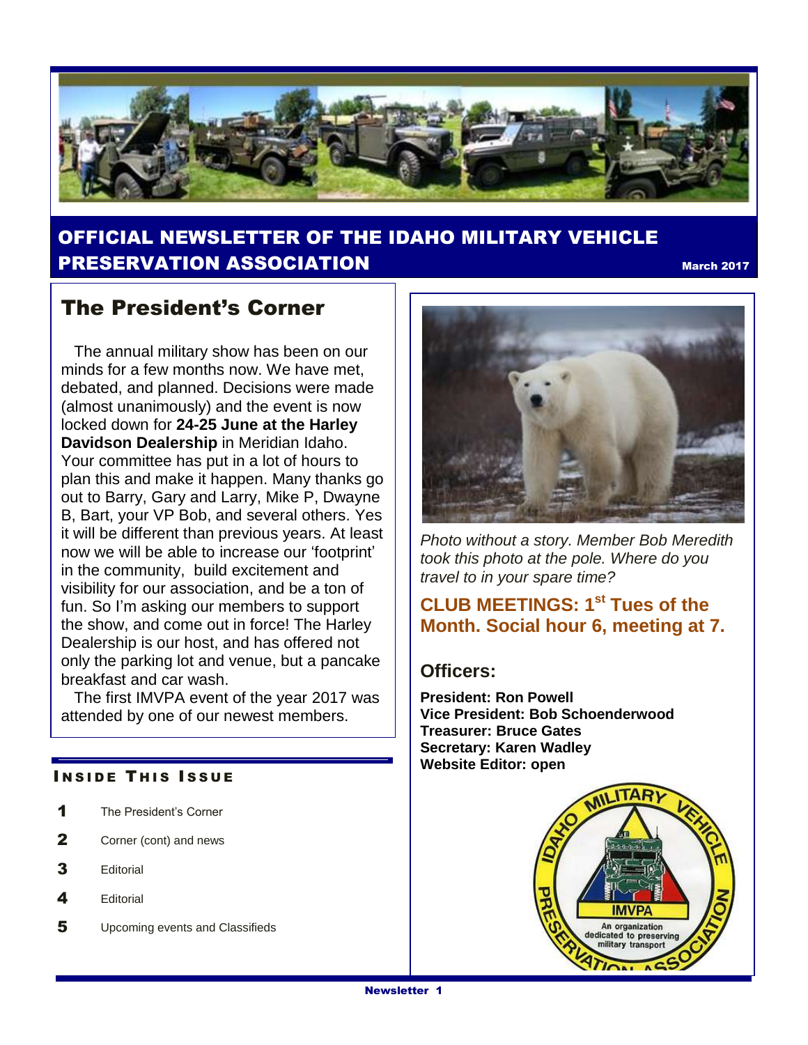# OFFICIAL NEWSLETTER OF THE IDAHO MILITARY VEHICLE PRESERVATION ASSOCIATION

March 2017

## The President's Corner

The annual military show has been on our minds for a few months now. We have met, debated, and planned. Decisions were made (almost unanimously) and the event is now locked down for **24-25 June at the Harley Davidson Dealership** in Meridian Idaho. Your committee has put in a lot of hours to plan this and make it happen. Many thanks go out to Barry, Gary and Larry, Mike P, Dwayne B, Bart, your VP Bob, and several others. Yes it will be different than previous years. At least now we will be able to increase our 'footprint' in the community, build excitement and visibility for our association, and be a ton of fun. So I'm asking our members to support the show, and come out in force! The Harley Dealership is our host, and has offered not only the parking lot and venue, but a pancake breakfast and car wash.

The first IMVPA event of the year 2017 was attended by one of our newest members.

### INSIDE THIS ISSUE

- **1** The President's Corner
- **2** Corner (cont) and news
- **3** Editorial
- **4** Editorial
- **5** Upcoming events and Classifieds

*Photo without a story. Member Bob Meredith took this photo at the pole. Where do you travel to in your spare time?*

**CLUB MEETINGS: 1st Tues of the Month. Social hour 6, meeting at 7.**

### Officers:

**President: Ron Powell**
**Vice President: Bob Schoenderwood**
**Treasurer: Bruce Gates**
**Secretary: Karen Wadley**
**Website Editor: open**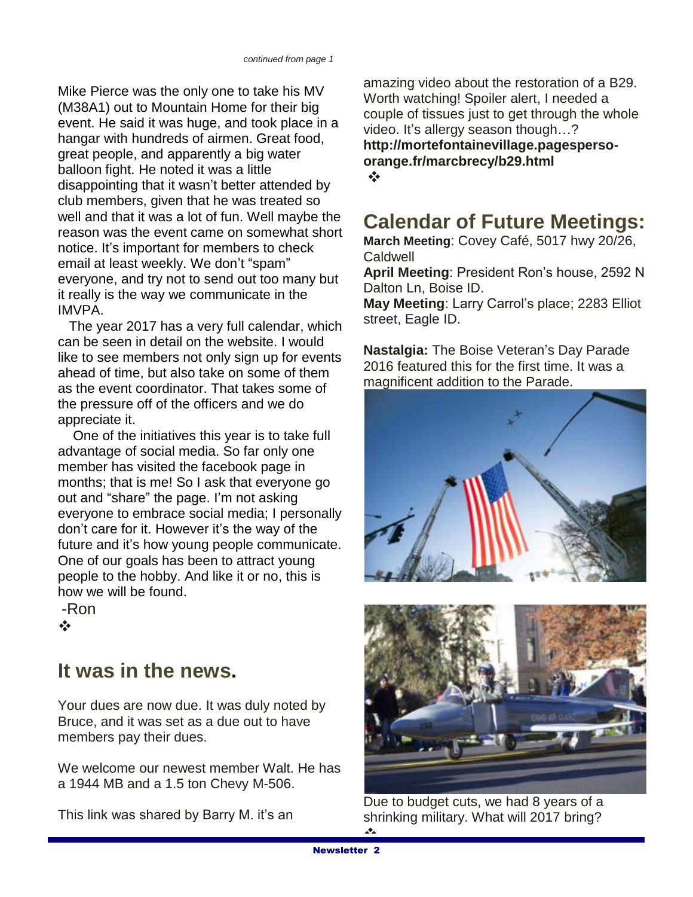*continued from page 1*

Mike Pierce was the only one to take his MV (M38A1) out to Mountain Home for their big event. He said it was huge, and took place in a hangar with hundreds of airmen. Great food, great people, and apparently a big water balloon fight. He noted it was a little disappointing that it wasn't better attended by club members, given that he was treated so well and that it was a lot of fun. Well maybe the reason was the event came on somewhat short notice. It's important for members to check email at least weekly. We don't "spam" everyone, and try not to send out too many but it really is the way we communicate in the IMVPA.

The year 2017 has a very full calendar, which can be seen in detail on the website. I would like to see members not only sign up for events ahead of time, but also take on some of them as the event coordinator. That takes some of the pressure off of the officers and we do appreciate it.

One of the initiatives this year is to take full advantage of social media. So far only one member has visited the facebook page in months; that is me! So I ask that everyone go out and "share" the page. I'm not asking everyone to embrace social media; I personally don't care for it. However it's the way of the future and it's how young people communicate. One of our goals has been to attract young people to the hobby. And like it or no, this is how we will be found.

-Ron

❖

## It was in the news.

Your dues are now due. It was duly noted by Bruce, and it was set as a due out to have members pay their dues.

We welcome our newest member Walt. He has a 1944 MB and a 1.5 ton Chevy M-506.

This link was shared by Barry M. it's an amazing video about the restoration of a B29. Worth watching! Spoiler alert, I needed a couple of tissues just to get through the whole video. It's allergy season though…?

**http://mortefontainevillage.pagesperso-orange.fr/marcbrecy/b29.html**

❖

## Calendar of Future Meetings:

**March Meeting**: Covey Café, 5017 hwy 20/26, Caldwell

**April Meeting**: President Ron's house, 2592 N Dalton Ln, Boise ID.

**May Meeting**: Larry Carrol's place; 2283 Elliot street, Eagle ID.

**Nastalgia:** The Boise Veteran's Day Parade 2016 featured this for the first time. It was a magnificent addition to the Parade.

Due to budget cuts, we had 8 years of a shrinking military. What will 2017 bring?

❖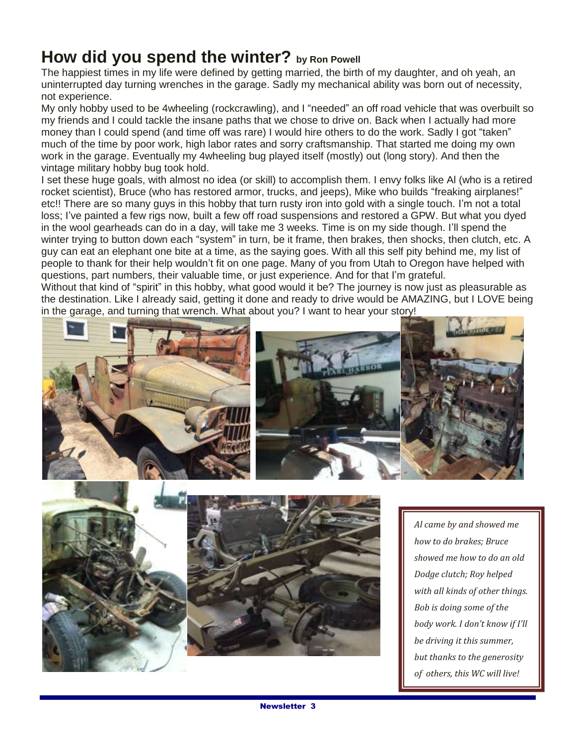# How did you spend the winter? by Ron Powell

The happiest times in my life were defined by getting married, the birth of my daughter, and oh yeah, an uninterrupted day turning wrenches in the garage. Sadly my mechanical ability was born out of necessity, not experience.

My only hobby used to be 4wheeling (rockcrawling), and I "needed" an off road vehicle that was overbuilt so my friends and I could tackle the insane paths that we chose to drive on. Back when I actually had more money than I could spend (and time off was rare) I would hire others to do the work. Sadly I got "taken" much of the time by poor work, high labor rates and sorry craftsmanship. That started me doing my own work in the garage. Eventually my 4wheeling bug played itself (mostly) out (long story). And then the vintage military hobby bug took hold.

I set these huge goals, with almost no idea (or skill) to accomplish them. I envy folks like Al (who is a retired rocket scientist), Bruce (who has restored armor, trucks, and jeeps), Mike who builds "freaking airplanes!" etc!! There are so many guys in this hobby that turn rusty iron into gold with a single touch. I'm not a total loss; I've painted a few rigs now, built a few off road suspensions and restored a GPW. But what you dyed in the wool gearheads can do in a day, will take me 3 weeks. Time is on my side though. I'll spend the winter trying to button down each "system" in turn, be it frame, then brakes, then shocks, then clutch, etc. A guy can eat an elephant one bite at a time, as the saying goes. With all this self pity behind me, my list of people to thank for their help wouldn't fit on one page. Many of you from Utah to Oregon have helped with questions, part numbers, their valuable time, or just experience. And for that I'm grateful.

Without that kind of "spirit" in this hobby, what good would it be? The journey is now just as pleasurable as the destination. Like I already said, getting it done and ready to drive would be AMAZING, but I LOVE being in the garage, and turning that wrench. What about you? I want to hear your story!

*Al came by and showed me how to do brakes; Bruce showed me how to do an old Dodge clutch; Roy helped with all kinds of other things. Bob is doing some of the body work. I don't know if I'll be driving it this summer, but thanks to the generosity of others, this WC will live!*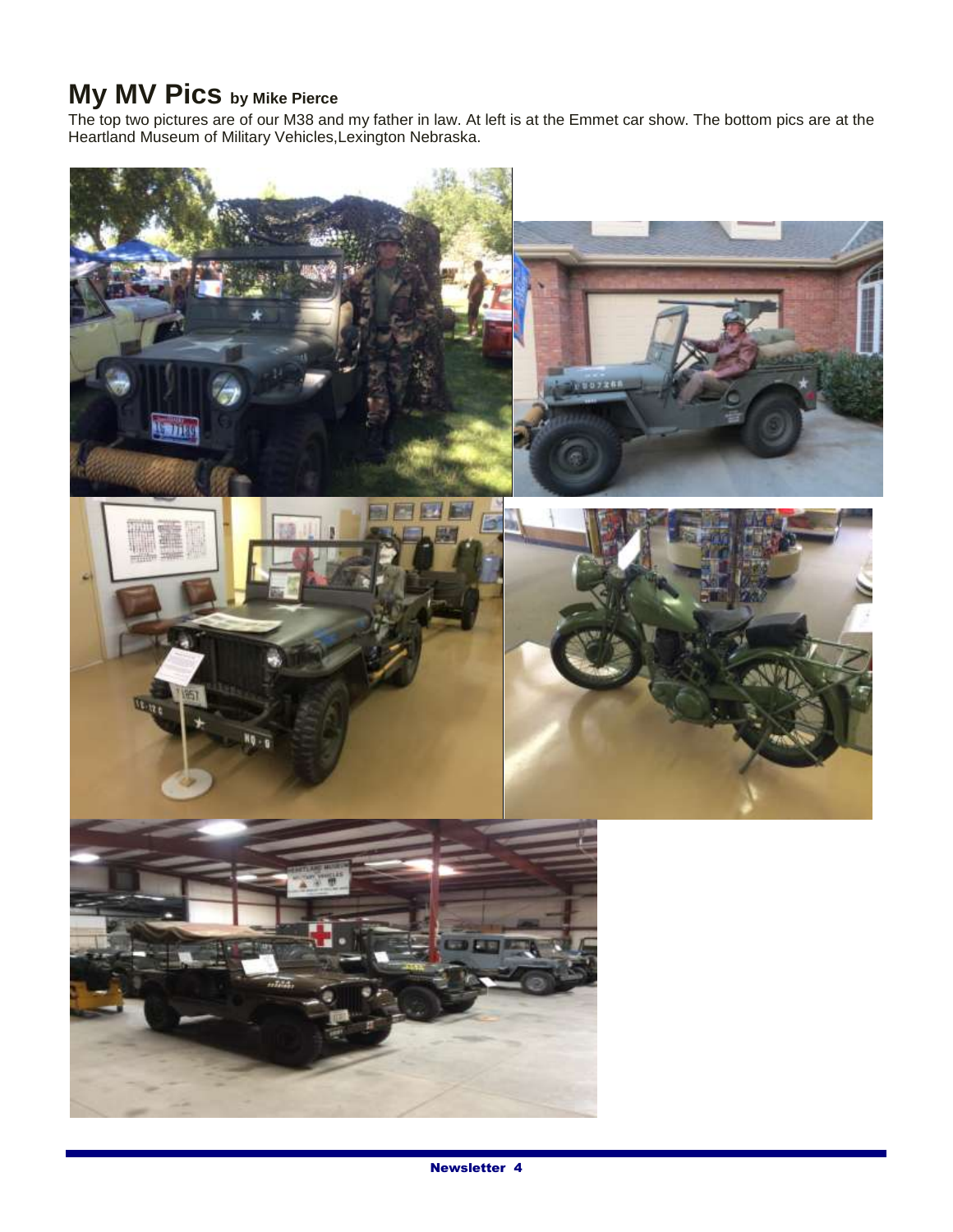# My MV Pics by Mike Pierce

The top two pictures are of our M38 and my father in law. At left is at the Emmet car show. The bottom pics are at the Heartland Museum of Military Vehicles,Lexington Nebraska.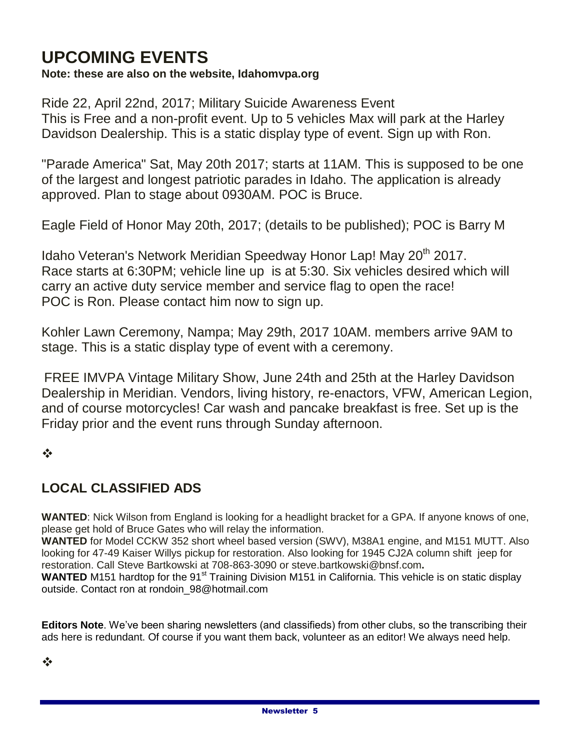# UPCOMING EVENTS

**Note: these are also on the website, Idahomvpa.org**

Ride 22, April 22nd, 2017; Military Suicide Awareness Event
This is Free and a non-profit event. Up to 5 vehicles Max will park at the Harley Davidson Dealership. This is a static display type of event. Sign up with Ron.

"Parade America" Sat, May 20th 2017; starts at 11AM. This is supposed to be one of the largest and longest patriotic parades in Idaho. The application is already approved. Plan to stage about 0930AM. POC is Bruce.

Eagle Field of Honor May 20th, 2017; (details to be published); POC is Barry M

Idaho Veteran's Network Meridian Speedway Honor Lap! May 20th 2017.
Race starts at 6:30PM; vehicle line up is at 5:30. Six vehicles desired which will carry an active duty service member and service flag to open the race!
POC is Ron. Please contact him now to sign up.

Kohler Lawn Ceremony, Nampa; May 29th, 2017 10AM. members arrive 9AM to stage. This is a static display type of event with a ceremony.

FREE IMVPA Vintage Military Show, June 24th and 25th at the Harley Davidson Dealership in Meridian. Vendors, living history, re-enactors, VFW, American Legion, and of course motorcycles! Car wash and pancake breakfast is free. Set up is the Friday prior and the event runs through Sunday afternoon.

❖

## LOCAL CLASSIFIED ADS

**WANTED**: Nick Wilson from England is looking for a headlight bracket for a GPA. If anyone knows of one, please get hold of Bruce Gates who will relay the information.
**WANTED** for Model CCKW 352 short wheel based version (SWV), M38A1 engine, and M151 MUTT. Also looking for 47-49 Kaiser Willys pickup for restoration. Also looking for 1945 CJ2A column shift jeep for restoration. Call Steve Bartkowski at 708-863-3090 or steve.bartkowski@bnsf.com**.**
**WANTED** M151 hardtop for the 91st Training Division M151 in California. This vehicle is on static display outside. Contact ron at rondoin_98@hotmail.com

**Editors Note**. We've been sharing newsletters (and classifieds) from other clubs, so the transcribing their ads here is redundant. Of course if you want them back, volunteer as an editor! We always need help.

❖